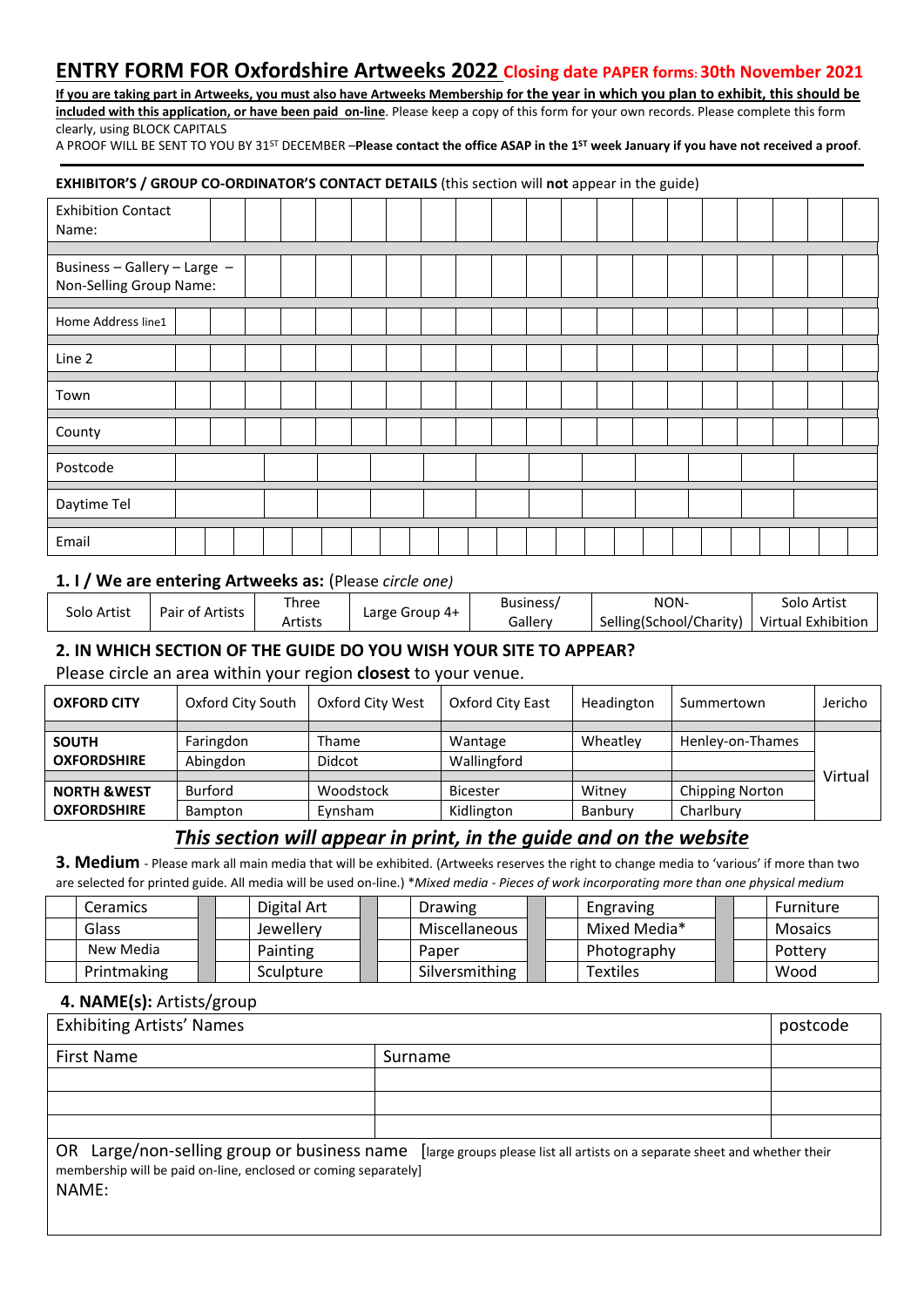# ENTRY FORM FOR Oxfordshire Artweeks 2022 Closing date PAPER forms: 30th November 2021

**If you are taking part in Artweeks, you must also have Artweeks Membership for the year in which you plan to exhibit, this should be included with this application, or have been paid on-line**. Please keep a copy of this form for your own records. Please complete this form clearly, using BLOCK CAPITALS

A PROOF WILL BE SENT TO YOU BY 31ST DECEMBER –**Please contact the office ASAP in the 1ST week January if you have not received a proof**.

**EXHIBITOR'S / GROUP CO-ORDINATOR'S CONTACT DETAILS** (this section will **not** appear in the guide)

| | |
|---|---|
| Exhibition Contact Name: | |
| Business – Gallery – Large – Non-Selling Group Name: | |
| Home Address line1 | |
| Line 2 | |
| Town | |
| County | |
| Postcode | |
| Daytime Tel | |
| Email | |

## 1. I / We are entering Artweeks as: (Please *circle one)*

| Solo Artist | Pair of Artists | Three Artists | Large Group 4+ | Business/ Gallery | NON-Selling(School/Charity) | Solo Artist Virtual Exhibition |
|---|---|---|---|---|---|---|

## 2. IN WHICH SECTION OF THE GUIDE DO YOU WISH YOUR SITE TO APPEAR?

Please circle an area within your region **closest** to your venue.

| **OXFORD CITY** | Oxford City South | Oxford City West | Oxford City East | Headington | Summertown | Jericho |
|---|---|---|---|---|---|---|
| **SOUTH OXFORDSHIRE** | Faringdon | Thame | Wantage | Wheatley | Henley-on-Thames | Virtual |
| | Abingdon | Didcot | Wallingford | | | |
| **NORTH &WEST OXFORDSHIRE** | Burford | Woodstock | Bicester | Witney | Chipping Norton | |
| | Bampton | Eynsham | Kidlington | Banbury | Charlbury | |

### *This section will appear in print, in the guide and on the website*

**3. Medium** - Please mark all main media that will be exhibited. (Artweeks reserves the right to change media to 'various' if more than two are selected for printed guide. All media will be used on-line.) \**Mixed media - Pieces of work incorporating more than one physical medium*

| | | | | | | | | | |
|---|---|---|---|---|---|---|---|---|---|
| | Ceramics | | Digital Art | | Drawing | | Engraving | | Furniture |
| | Glass | | Jewellery | | Miscellaneous | | Mixed Media* | | Mosaics |
| | New Media | | Painting | | Paper | | Photography | | Pottery |
| | Printmaking | | Sculpture | | Silversmithing | | Textiles | | Wood |

## 4. NAME(s): Artists/group

| Exhibiting Artists' Names | | postcode |
|---|---|---|
| First Name | Surname | |
| | | |
| | | |
| | | |

OR Large/non-selling group or business name [large groups please list all artists on a separate sheet and whether their membership will be paid on-line, enclosed or coming separately]

NAME: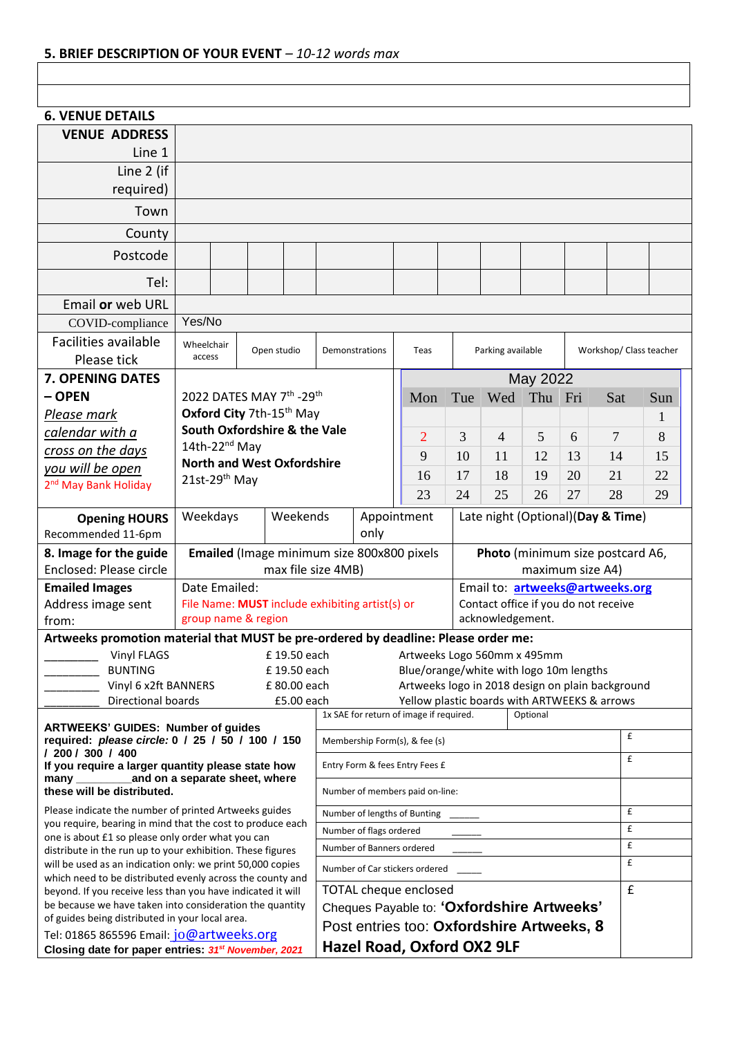**5. BRIEF DESCRIPTION OF YOUR EVENT** – *10-12 words max*

| |
|---|
| |
| |

**6. VENUE DETAILS**

| | | | | | | |
|---|---|---|---|---|---|---|
| **VENUE ADDRESS** Line 1 | | | | | | |
| Line 2 (if required) | | | | | | |
| Town | | | | | | |
| County | | | | | | |
| Postcode | | | | | | |
| Tel: | | | | | | |
| Email **or** web URL | | | | | | |
| COVID-compliance | Yes/No | | | | | |
| Facilities available Please tick | Wheelchair access | Open studio | Demonstrations | Teas | Parking available | Workshop/ Class teacher |

**7. OPENING DATES – OPEN**

*Please mark calendar with a cross on the days you will be open*

2nd May Bank Holiday

2022 DATES MAY 7th -29th

**Oxford City** 7th-15th May

**South Oxfordshire & the Vale** 14th-22nd May

**North and West Oxfordshire** 21st-29th May

May 2022

| Mon | Tue | Wed | Thu | Fri | Sat | Sun |
|---|---|---|---|---|---|---|
| | | | | | | 1 |
| 2 | 3 | 4 | 5 | 6 | 7 | 8 |
| 9 | 10 | 11 | 12 | 13 | 14 | 15 |
| 16 | 17 | 18 | 19 | 20 | 21 | 22 |
| 23 | 24 | 25 | 26 | 27 | 28 | 29 |

| | | | | |
|---|---|---|---|---|
| **Opening HOURS** Recommended 11-6pm | Weekdays | Weekends | Appointment only | Late night (Optional)(**Day & Time**) |

| | | |
|---|---|---|
| **8. Image for the guide** Enclosed: Please circle | **Emailed** (Image minimum size 800x800 pixels max file size 4MB) | **Photo** (minimum size postcard A6, maximum size A4) |
| **Emailed Images** Address image sent from: | Date Emailed: File Name: **MUST** include exhibiting artist(s) or group name & region | Email to: **artweeks@artweeks.org** Contact office if you do not receive acknowledgement. |

**Artweeks promotion material that MUST be pre-ordered by deadline: Please order me:**

| | | | |
|---|---|---|---|
| _________ | Vinyl FLAGS | £ 19.50 each | Artweeks Logo 560mm x 495mm |
| _________ | BUNTING | £ 19.50 each | Blue/orange/white with logo 10m lengths |
| _________ | Vinyl 6 x2ft BANNERS | £ 80.00 each | Artweeks logo in 2018 design on plain background |
| _________ | Directional boards | £5.00 each | Yellow plastic boards with ARTWEEKS & arrows |

**ARTWEEKS' GUIDES: Number of guides required: *please circle:* 0 / 25 / 50 / 100 / 150 / 200 / 300 / 400**
**If you require a larger quantity please state how many _________and on a separate sheet, where these will be distributed.**

Please indicate the number of printed Artweeks guides you require, bearing in mind that the cost to produce each one is about £1 so please only order what you can distribute in the run up to your exhibition. These figures will be used as an indication only: we print 50,000 copies which need to be distributed evenly across the county and beyond. If you receive less than you have indicated it will be because we have taken into consideration the quantity of guides being distributed in your local area.

Tel: 01865 865596 Email: jo@artweeks.org
**Closing date for paper entries: *31st November, 2021***

| | |
|---|---|
| 1x SAE for return of image if required. Optional | |
| Membership Form(s), & fee (s) | £ |
| Entry Form & fees Entry Fees £ | £ |
| Number of members paid on-line: | |
| Number of lengths of Bunting _____ | £ |
| Number of flags ordered _____ | £ |
| Number of Banners ordered _____ | £ |
| Number of Car stickers ordered _____ | £ |
| TOTAL cheque enclosed | £ |

Cheques Payable to: **'Oxfordshire Artweeks'**
Post entries too: **Oxfordshire Artweeks, 8 Hazel Road, Oxford OX2 9LF**